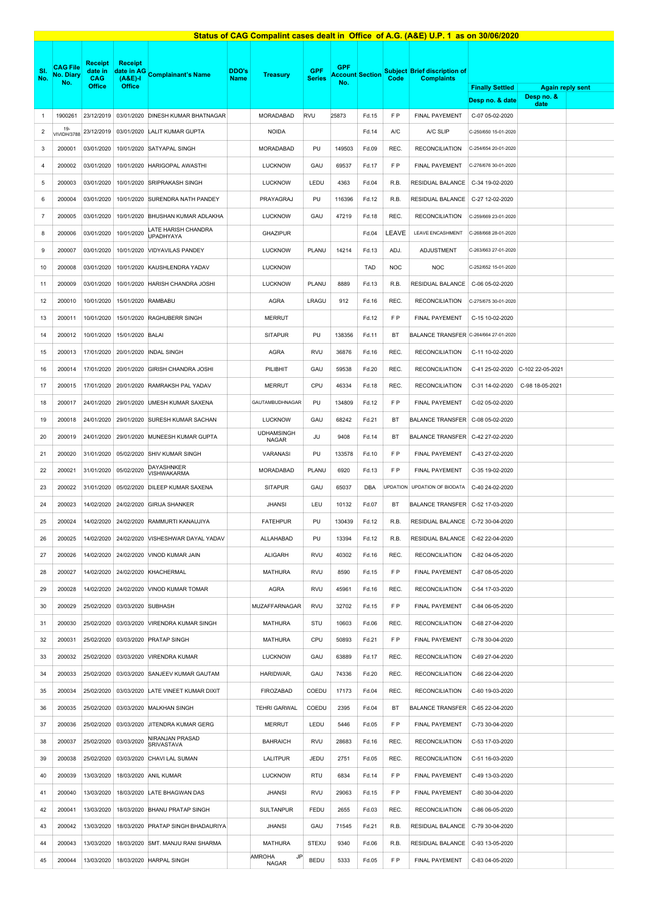# Status of CAG Compalint cases dealt in Office of A.G. (A&E) U.P. 1 as on 30/06/2020

| Sl. No. | CAG File No. Diary No. | Receipt date in CAG Office | Receipt date in AG (A&E)-I Office | Complainant's Name | DDO's Name | Treasury | GPF Series | GPF Account No. | Section | Subject Code | Brief discription of Complaints | Finally Settled | Again reply sent | |
|---|---|---|---|---|---|---|---|---|---|---|---|---|---|---|
| | | | | | | | | | | | | Desp no. & date | Desp no. & date | |
| 1 | 1900261 | 23/12/2019 | 03/01/2020 | DINESH KUMAR BHATNAGAR | | MORADABAD | RVU | 25873 | Fd.15 | F P | FINAL PAYEMENT | C-07 05-02-2020 | | |
| 2 | 19-VIVIDH/3788 | 23/12/2019 | 03/01/2020 | LALIT KUMAR GUPTA | | NOIDA | | | Fd.14 | A/C | A/C SLIP | C-250/650 15-01-2020 | | |
| 3 | 200001 | 03/01/2020 | 10/01/2020 | SATYAPAL SINGH | | MORADABAD | PU | 149503 | Fd.09 | REC. | RECONCILIATION | C-254/654 20-01-2020 | | |
| 4 | 200002 | 03/01/2020 | 10/01/2020 | HARIGOPAL AWASTHI | | LUCKNOW | GAU | 69537 | Fd.17 | F P | FINAL PAYEMENT | C-276/676 30-01-2020 | | |
| 5 | 200003 | 03/01/2020 | 10/01/2020 | SRIPRAKASH SINGH | | LUCKNOW | LEDU | 4363 | Fd.04 | R.B. | RESIDUAL BALANCE | C-34 19-02-2020 | | |
| 6 | 200004 | 03/01/2020 | 10/01/2020 | SURENDRA NATH PANDEY | | PRAYAGRAJ | PU | 116396 | Fd.12 | R.B. | RESIDUAL BALANCE | C-27 12-02-2020 | | |
| 7 | 200005 | 03/01/2020 | 10/01/2020 | BHUSHAN KUMAR ADLAKHA | | LUCKNOW | GAU | 47219 | Fd.18 | REC. | RECONCILIATION | C-259/669 23-01-2020 | | |
| 8 | 200006 | 03/01/2020 | 10/01/2020 | LATE HARISH CHANDRA UPADHYAYA | | GHAZIPUR | | | Fd.04 | LEAVE | LEAVE ENCASHMENT | C-268/668 28-01-2020 | | |
| 9 | 200007 | 03/01/2020 | 10/01/2020 | VIDYAVILAS PANDEY | | LUCKNOW | PLANU | 14214 | Fd.13 | ADJ. | ADJUSTMENT | C-263/663 27-01-2020 | | |
| 10 | 200008 | 03/01/2020 | 10/01/2020 | KAUSHLENDRA YADAV | | LUCKNOW | | | TAD | NOC | NOC | C-252/652 15-01-2020 | | |
| 11 | 200009 | 03/01/2020 | 10/01/2020 | HARISH CHANDRA JOSHI | | LUCKNOW | PLANU | 8889 | Fd.13 | R.B. | RESIDUAL BALANCE | C-06 05-02-2020 | | |
| 12 | 200010 | 10/01/2020 | 15/01/2020 | RAMBABU | | AGRA | LRAGU | 912 | Fd.16 | REC. | RECONCILIATION | C-275/675 30-01-2020 | | |
| 13 | 200011 | 10/01/2020 | 15/01/2020 | RAGHUBERR SINGH | | MERRUT | | | Fd.12 | F P | FINAL PAYEMENT | C-15 10-02-2020 | | |
| 14 | 200012 | 10/01/2020 | 15/01/2020 | BALAI | | SITAPUR | PU | 138356 | Fd.11 | BT | BALANCE TRANSFER | C-264/664 27-01-2020 | | |
| 15 | 200013 | 17/01/2020 | 20/01/2020 | INDAL SINGH | | AGRA | RVU | 36876 | Fd.16 | REC. | RECONCILIATION | C-11 10-02-2020 | | |
| 16 | 200014 | 17/01/2020 | 20/01/2020 | GIRISH CHANDRA JOSHI | | PILIBHIT | GAU | 59538 | Fd.20 | REC. | RECONCILIATION | C-41 25-02-2020 | C-102 22-05-2021 | |
| 17 | 200015 | 17/01/2020 | 20/01/2020 | RAMRAKSH PAL YADAV | | MERRUT | CPU | 46334 | Fd.18 | REC. | RECONCILIATION | C-31 14-02-2020 | C-98 18-05-2021 | |
| 18 | 200017 | 24/01/2020 | 29/01/2020 | UMESH KUMAR SAXENA | | GAUTAMBUDHNAGAR | PU | 134809 | Fd.12 | F P | FINAL PAYEMENT | C-02 05-02-2020 | | |
| 19 | 200018 | 24/01/2020 | 29/01/2020 | SURESH KUMAR SACHAN | | LUCKNOW | GAU | 68242 | Fd.21 | BT | BALANCE TRANSFER | C-08 05-02-2020 | | |
| 20 | 200019 | 24/01/2020 | 29/01/2020 | MUNEESH KUMAR GUPTA | | UDHAMSINGH NAGAR | JU | 9408 | Fd.14 | BT | BALANCE TRANSFER | C-42 27-02-2020 | | |
| 21 | 200020 | 31/01/2020 | 05/02/2020 | SHIV KUMAR SINGH | | VARANASI | PU | 133578 | Fd.10 | F P | FINAL PAYEMENT | C-43 27-02-2020 | | |
| 22 | 200021 | 31/01/2020 | 05/02/2020 | DAYASHNKER VISHWAKARMA | | MORADABAD | PLANU | 6920 | Fd.13 | F P | FINAL PAYEMENT | C-35 19-02-2020 | | |
| 23 | 200022 | 31/01/2020 | 05/02/2020 | DILEEP KUMAR SAXENA | | SITAPUR | GAU | 65037 | DBA | UPDATION | UPDATION OF BIODATA | C-40 24-02-2020 | | |
| 24 | 200023 | 14/02/2020 | 24/02/2020 | GIRIJA SHANKER | | JHANSI | LEU | 10132 | Fd.07 | BT | BALANCE TRANSFER | C-52 17-03-2020 | | |
| 25 | 200024 | 14/02/2020 | 24/02/2020 | RAMMURTI KANAUJIYA | | FATEHPUR | PU | 130439 | Fd.12 | R.B. | RESIDUAL BALANCE | C-72 30-04-2020 | | |
| 26 | 200025 | 14/02/2020 | 24/02/2020 | VISHESHWAR DAYAL YADAV | | ALLAHABAD | PU | 13394 | Fd.12 | R.B. | RESIDUAL BALANCE | C-62 22-04-2020 | | |
| 27 | 200026 | 14/02/2020 | 24/02/2020 | VINOD KUMAR JAIN | | ALIGARH | RVU | 40302 | Fd.16 | REC. | RECONCILIATION | C-82 04-05-2020 | | |
| 28 | 200027 | 14/02/2020 | 24/02/2020 | KHACHERMAL | | MATHURA | RVU | 8590 | Fd.15 | F P | FINAL PAYEMENT | C-87 08-05-2020 | | |
| 29 | 200028 | 14/02/2020 | 24/02/2020 | VINOD KUMAR TOMAR | | AGRA | RVU | 45961 | Fd.16 | REC. | RECONCILIATION | C-54 17-03-2020 | | |
| 30 | 200029 | 25/02/2020 | 03/03/2020 | SUBHASH | | MUZAFFARNAGAR | RVU | 32702 | Fd.15 | F P | FINAL PAYEMENT | C-84 06-05-2020 | | |
| 31 | 200030 | 25/02/2020 | 03/03/2020 | VIRENDRA KUMAR SINGH | | MATHURA | STU | 10603 | Fd.06 | REC. | RECONCILIATION | C-68 27-04-2020 | | |
| 32 | 200031 | 25/02/2020 | 03/03/2020 | PRATAP SINGH | | MATHURA | CPU | 50893 | Fd.21 | F P | FINAL PAYEMENT | C-78 30-04-2020 | | |
| 33 | 200032 | 25/02/2020 | 03/03/2020 | VIRENDRA KUMAR | | LUCKNOW | GAU | 63889 | Fd.17 | REC. | RECONCILIATION | C-69 27-04-2020 | | |
| 34 | 200033 | 25/02/2020 | 03/03/2020 | SANJEEV KUMAR GAUTAM | | HARIDWAR, | GAU | 74336 | Fd.20 | REC. | RECONCILIATION | C-66 22-04-2020 | | |
| 35 | 200034 | 25/02/2020 | 03/03/2020 | LATE VINEET KUMAR DIXIT | | FIROZABAD | COEDU | 17173 | Fd.04 | REC. | RECONCILIATION | C-60 19-03-2020 | | |
| 36 | 200035 | 25/02/2020 | 03/03/2020 | MALKHAN SINGH | | TEHRI GARWAL | COEDU | 2395 | Fd.04 | BT | BALANCE TRANSFER | C-65 22-04-2020 | | |
| 37 | 200036 | 25/02/2020 | 03/03/2020 | JITENDRA KUMAR GERG | | MERRUT | LEDU | 5446 | Fd.05 | F P | FINAL PAYEMENT | C-73 30-04-2020 | | |
| 38 | 200037 | 25/02/2020 | 03/03/2020 | NIRANJAN PRASAD SRIVASTAVA | | BAHRAICH | RVU | 28683 | Fd.16 | REC. | RECONCILIATION | C-53 17-03-2020 | | |
| 39 | 200038 | 25/02/2020 | 03/03/2020 | CHAVI LAL SUMAN | | LALITPUR | JEDU | 2751 | Fd.05 | REC. | RECONCILIATION | C-51 16-03-2020 | | |
| 40 | 200039 | 13/03/2020 | 18/03/2020 | ANIL KUMAR | | LUCKNOW | RTU | 6834 | Fd.14 | F P | FINAL PAYEMENT | C-49 13-03-2020 | | |
| 41 | 200040 | 13/03/2020 | 18/03/2020 | LATE BHAGWAN DAS | | JHANSI | RVU | 29063 | Fd.15 | F P | FINAL PAYEMENT | C-80 30-04-2020 | | |
| 42 | 200041 | 13/03/2020 | 18/03/2020 | BHANU PRATAP SINGH | | SULTANPUR | FEDU | 2655 | Fd.03 | REC. | RECONCILIATION | C-86 06-05-2020 | | |
| 43 | 200042 | 13/03/2020 | 18/03/2020 | PRATAP SINGH BHADAURIYA | | JHANSI | GAU | 71545 | Fd.21 | R.B. | RESIDUAL BALANCE | C-79 30-04-2020 | | |
| 44 | 200043 | 13/03/2020 | 18/03/2020 | SMT. MANJU RANI SHARMA | | MATHURA | STEXU | 9340 | Fd.06 | R.B. | RESIDUAL BALANCE | C-93 13-05-2020 | | |
| 45 | 200044 | 13/03/2020 | 18/03/2020 | HARPAL SINGH | | AMROHA JP NAGAR | BEDU | 5333 | Fd.05 | F P | FINAL PAYEMENT | C-83 04-05-2020 | | |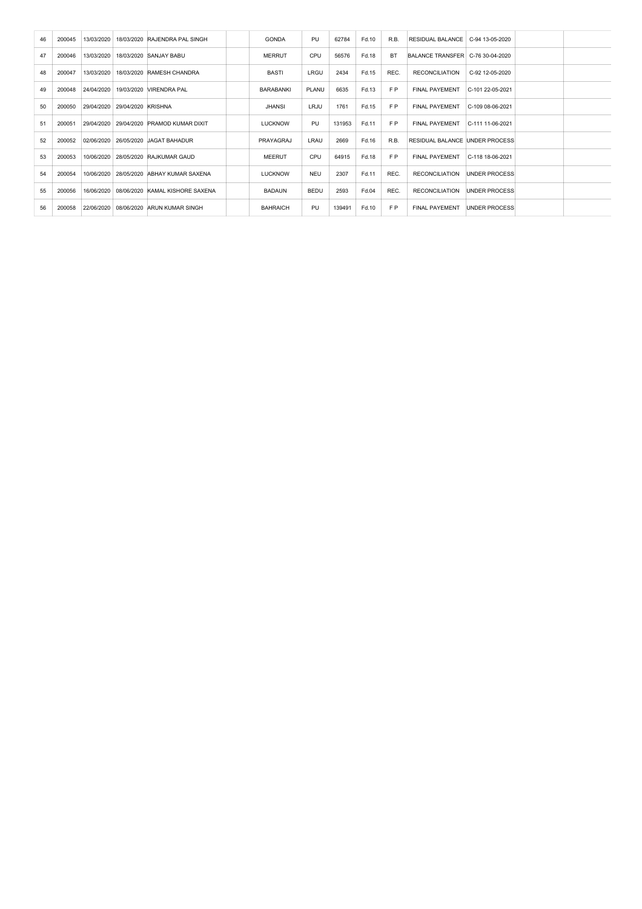| | | | | | | | | | | | | | | | |
|---|---|---|---|---|---|---|---|---|---|---|---|---|---|---|---|
| 46 | 200045 | 13/03/2020 | 18/03/2020 | RAJENDRA PAL SINGH | | GONDA | PU | 62784 | Fd.10 | R.B. | RESIDUAL BALANCE | C-94 13-05-2020 | | |
| 47 | 200046 | 13/03/2020 | 18/03/2020 | SANJAY BABU | | MERRUT | CPU | 56576 | Fd.18 | BT | BALANCE TRANSFER | C-76 30-04-2020 | | |
| 48 | 200047 | 13/03/2020 | 18/03/2020 | RAMESH CHANDRA | | BASTI | LRGU | 2434 | Fd.15 | REC. | RECONCILIATION | C-92 12-05-2020 | | |
| 49 | 200048 | 24/04/2020 | 19/03/2020 | VIRENDRA PAL | | BARABANKI | PLANU | 6635 | Fd.13 | F P | FINAL PAYEMENT | C-101 22-05-2021 | | |
| 50 | 200050 | 29/04/2020 | 29/04/2020 | KRISHNA | | JHANSI | LRJU | 1761 | Fd.15 | F P | FINAL PAYEMENT | C-109 08-06-2021 | | |
| 51 | 200051 | 29/04/2020 | 29/04/2020 | PRAMOD KUMAR DIXIT | | LUCKNOW | PU | 131953 | Fd.11 | F P | FINAL PAYEMENT | C-111 11-06-2021 | | |
| 52 | 200052 | 02/06/2020 | 26/05/2020 | JAGAT BAHADUR | | PRAYAGRAJ | LRAU | 2669 | Fd.16 | R.B. | RESIDUAL BALANCE | UNDER PROCESS | | |
| 53 | 200053 | 10/06/2020 | 28/05/2020 | RAJKUMAR GAUD | | MEERUT | CPU | 64915 | Fd.18 | F P | FINAL PAYEMENT | C-118 18-06-2021 | | |
| 54 | 200054 | 10/06/2020 | 28/05/2020 | ABHAY KUMAR SAXENA | | LUCKNOW | NEU | 2307 | Fd.11 | REC. | RECONCILIATION | UNDER PROCESS | | |
| 55 | 200056 | 16/06/2020 | 08/06/2020 | KAMAL KISHORE SAXENA | | BADAUN | BEDU | 2593 | Fd.04 | REC. | RECONCILIATION | UNDER PROCESS | | |
| 56 | 200058 | 22/06/2020 | 08/06/2020 | ARUN KUMAR SINGH | | BAHRAICH | PU | 139491 | Fd.10 | F P | FINAL PAYEMENT | UNDER PROCESS | | |